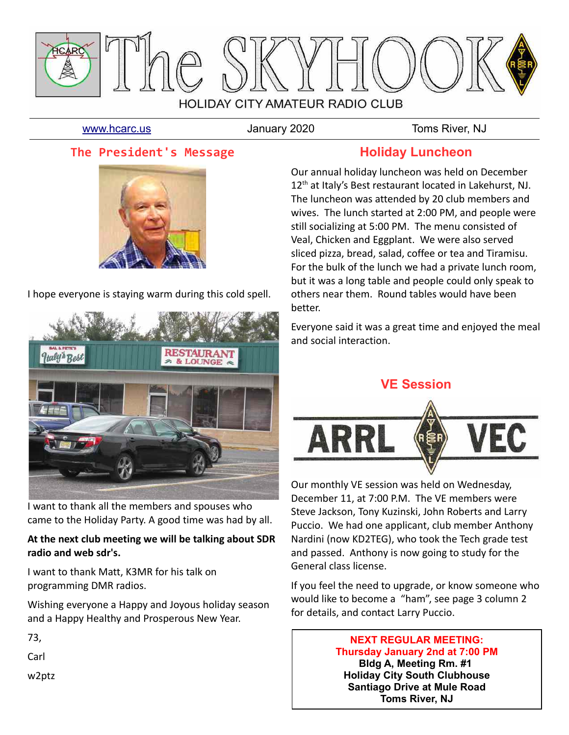# The SKYHOOK

HOLIDAY CITY AMATEUR RADIO CLUB

www.hcarc.us — January 2020 — Toms River, NJ

## The President's Message

I hope everyone is staying warm during this cold spell.

I want to thank all the members and spouses who came to the Holiday Party. A good time was had by all.

**At the next club meeting we will be talking about SDR radio and web sdr's.**

I want to thank Matt, K3MR for his talk on programming DMR radios.

Wishing everyone a Happy and Joyous holiday season and a Happy Healthy and Prosperous New Year.

73,

Carl

w2ptz

## Holiday Luncheon

Our annual holiday luncheon was held on December 12th at Italy's Best restaurant located in Lakehurst, NJ. The luncheon was attended by 20 club members and wives. The lunch started at 2:00 PM, and people were still socializing at 5:00 PM. The menu consisted of Veal, Chicken and Eggplant. We were also served sliced pizza, bread, salad, coffee or tea and Tiramisu. For the bulk of the lunch we had a private lunch room, but it was a long table and people could only speak to others near them. Round tables would have been better.

Everyone said it was a great time and enjoyed the meal and social interaction.

## VE Session

Our monthly VE session was held on Wednesday, December 11, at 7:00 P.M. The VE members were Steve Jackson, Tony Kuzinski, John Roberts and Larry Puccio. We had one applicant, club member Anthony Nardini (now KD2TEG), who took the Tech grade test and passed. Anthony is now going to study for the General class license.

If you feel the need to upgrade, or know someone who would like to become a "ham", see page 3 column 2 for details, and contact Larry Puccio.

**NEXT REGULAR MEETING:**
**Thursday January 2nd at 7:00 PM**
**Bldg A, Meeting Rm. #1**
**Holiday City South Clubhouse**
**Santiago Drive at Mule Road**
**Toms River, NJ**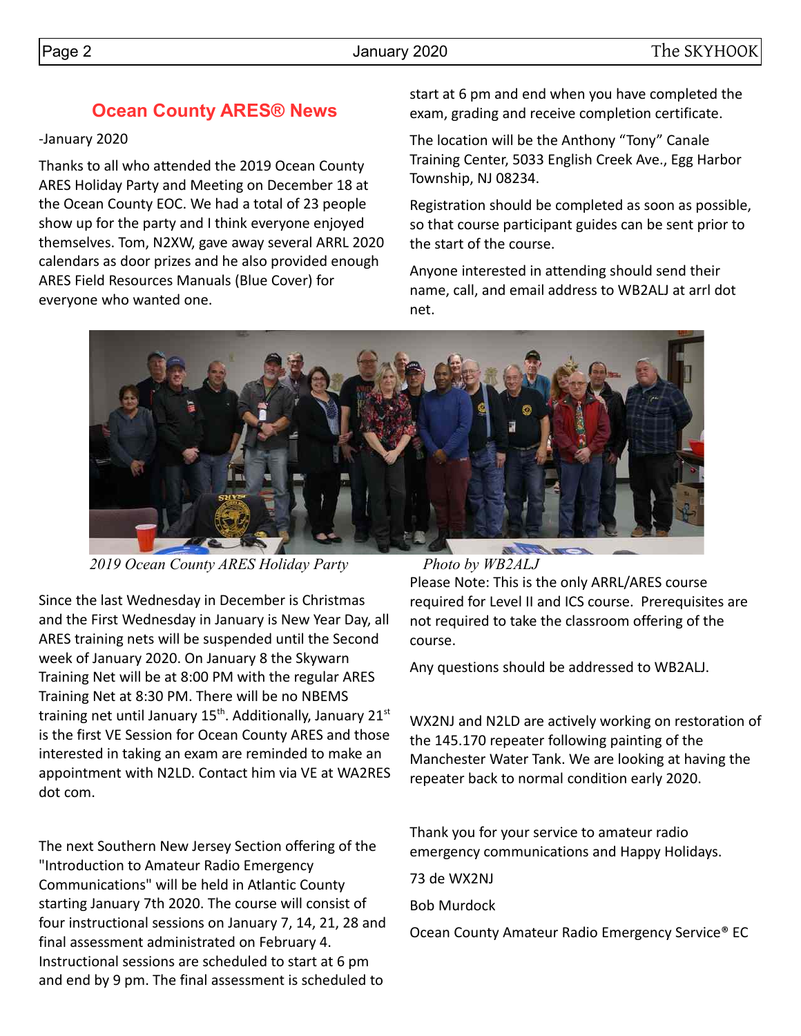## Ocean County ARES® News

-January 2020

Thanks to all who attended the 2019 Ocean County ARES Holiday Party and Meeting on December 18 at the Ocean County EOC. We had a total of 23 people show up for the party and I think everyone enjoyed themselves. Tom, N2XW, gave away several ARRL 2020 calendars as door prizes and he also provided enough ARES Field Resources Manuals (Blue Cover) for everyone who wanted one.

*2019 Ocean County ARES Holiday Party* *Photo by WB2ALJ*

Since the last Wednesday in December is Christmas and the First Wednesday in January is New Year Day, all ARES training nets will be suspended until the Second week of January 2020. On January 8 the Skywarn Training Net will be at 8:00 PM with the regular ARES Training Net at 8:30 PM. There will be no NBEMS training net until January 15th. Additionally, January 21st is the first VE Session for Ocean County ARES and those interested in taking an exam are reminded to make an appointment with N2LD. Contact him via VE at WA2RES dot com.

The next Southern New Jersey Section offering of the "Introduction to Amateur Radio Emergency Communications" will be held in Atlantic County starting January 7th 2020. The course will consist of four instructional sessions on January 7, 14, 21, 28 and final assessment administrated on February 4. Instructional sessions are scheduled to start at 6 pm and end by 9 pm. The final assessment is scheduled to start at 6 pm and end when you have completed the exam, grading and receive completion certificate.

The location will be the Anthony "Tony" Canale Training Center, 5033 English Creek Ave., Egg Harbor Township, NJ 08234.

Registration should be completed as soon as possible, so that course participant guides can be sent prior to the start of the course.

Anyone interested in attending should send their name, call, and email address to WB2ALJ at arrl dot net.

Please Note: This is the only ARRL/ARES course required for Level II and ICS course. Prerequisites are not required to take the classroom offering of the course.

Any questions should be addressed to WB2ALJ.

WX2NJ and N2LD are actively working on restoration of the 145.170 repeater following painting of the Manchester Water Tank. We are looking at having the repeater back to normal condition early 2020.

Thank you for your service to amateur radio emergency communications and Happy Holidays.

73 de WX2NJ

Bob Murdock

Ocean County Amateur Radio Emergency Service® EC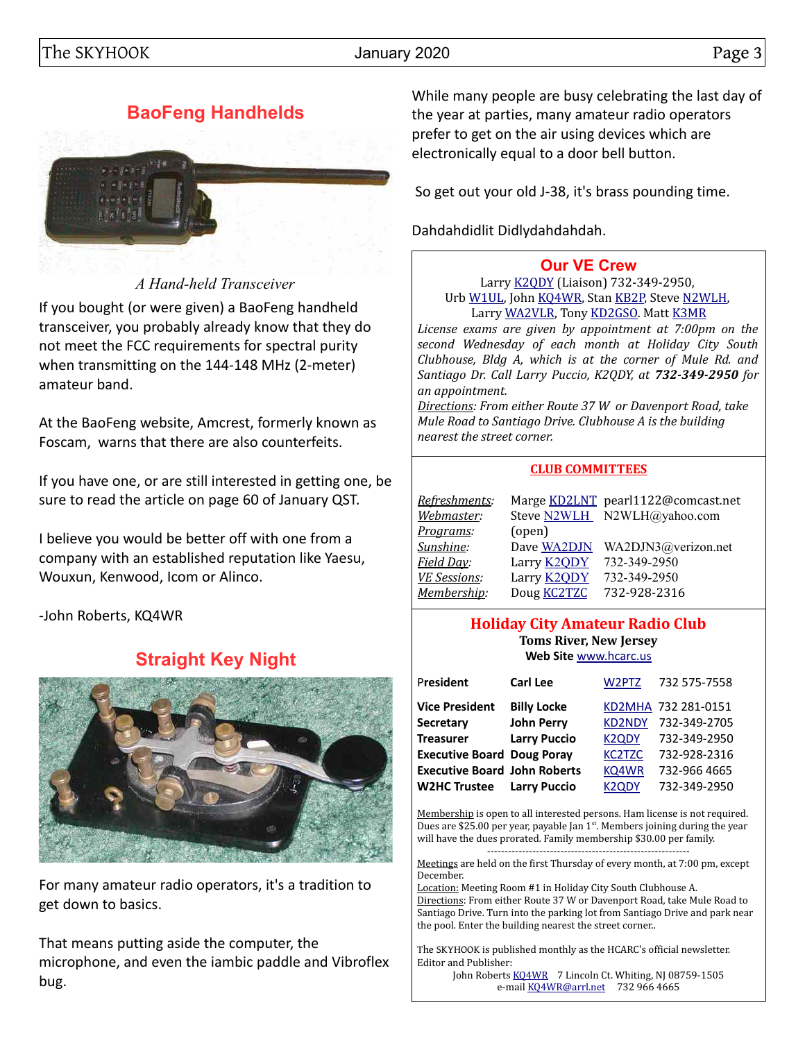## BaoFeng Handhelds

*A Hand-held Transceiver*

If you bought (or were given) a BaoFeng handheld transceiver, you probably already know that they do not meet the FCC requirements for spectral purity when transmitting on the 144-148 MHz (2-meter) amateur band.

At the BaoFeng website, Amcrest, formerly known as Foscam, warns that there are also counterfeits.

If you have one, or are still interested in getting one, be sure to read the article on page 60 of January QST.

I believe you would be better off with one from a company with an established reputation like Yaesu, Wouxun, Kenwood, Icom or Alinco.

-John Roberts, KQ4WR

## Straight Key Night

For many amateur radio operators, it's a tradition to get down to basics.

That means putting aside the computer, the microphone, and even the iambic paddle and Vibroflex bug.

While many people are busy celebrating the last day of the year at parties, many amateur radio operators prefer to get on the air using devices which are electronically equal to a door bell button.

So get out your old J-38, it's brass pounding time.

Dahdahdidlit Didlydahdahdah.

## Our VE Crew

Larry K2QDY (Liaison) 732-349-2950,
Urb W1UL, John KQ4WR, Stan KB2P, Steve N2WLH,
Larry WA2VLR, Tony KD2GSO. Matt K3MR

*License exams are given by appointment at 7:00pm on the second Wednesday of each month at Holiday City South Clubhouse, Bldg A, which is at the corner of Mule Rd. and Santiago Dr. Call Larry Puccio, K2QDY, at **732-349-2950** for an appointment.*

*Directions: From either Route 37 W or Davenport Road, take Mule Road to Santiago Drive. Clubhouse A is the building nearest the street corner.*

### CLUB COMMITTEES

| | | |
|---|---|---|
| *Refreshments:* | Marge KD2LNT | pearl1122@comcast.net |
| *Webmaster:* | Steve N2WLH | N2WLH@yahoo.com |
| *Programs:* | (open) | |
| *Sunshine:* | Dave WA2DJN | WA2DJN3@verizon.net |
| *Field Day:* | Larry K2QDY | 732-349-2950 |
| *VE Sessions:* | Larry K2QDY | 732-349-2950 |
| *Membership:* | Doug KC2TZC | 732-928-2316 |

## Holiday City Amateur Radio Club

**Toms River, New Jersey**
**Web Site** www.hcarc.us

| | | | |
|---|---|---|---|
| President | **Carl Lee** | W2PTZ | 732 575-7558 |
| **Vice President** | **Billy Locke** | KD2MHA | 732 281-0151 |
| **Secretary** | **John Perry** | KD2NDY | 732-349-2705 |
| **Treasurer** | **Larry Puccio** | K2QDY | 732-349-2950 |
| **Executive Board** | **Doug Poray** | KC2TZC | 732-928-2316 |
| **Executive Board** | **John Roberts** | KQ4WR | 732-966 4665 |
| **W2HC Trustee** | **Larry Puccio** | K2QDY | 732-349-2950 |

Membership is open to all interested persons. Ham license is not required. Dues are $25.00 per year, payable Jan 1st. Members joining during the year will have the dues prorated. Family membership $30.00 per family.

---

Meetings are held on the first Thursday of every month, at 7:00 pm, except December.
Location: Meeting Room #1 in Holiday City South Clubhouse A.
Directions: From either Route 37 W or Davenport Road, take Mule Road to Santiago Drive. Turn into the parking lot from Santiago Drive and park near the pool. Enter the building nearest the street corner..

The SKYHOOK is published monthly as the HCARC's official newsletter.
Editor and Publisher:
John Roberts KQ4WR 7 Lincoln Ct. Whiting, NJ 08759-1505
e-mail KQ4WR@arrl.net 732 966 4665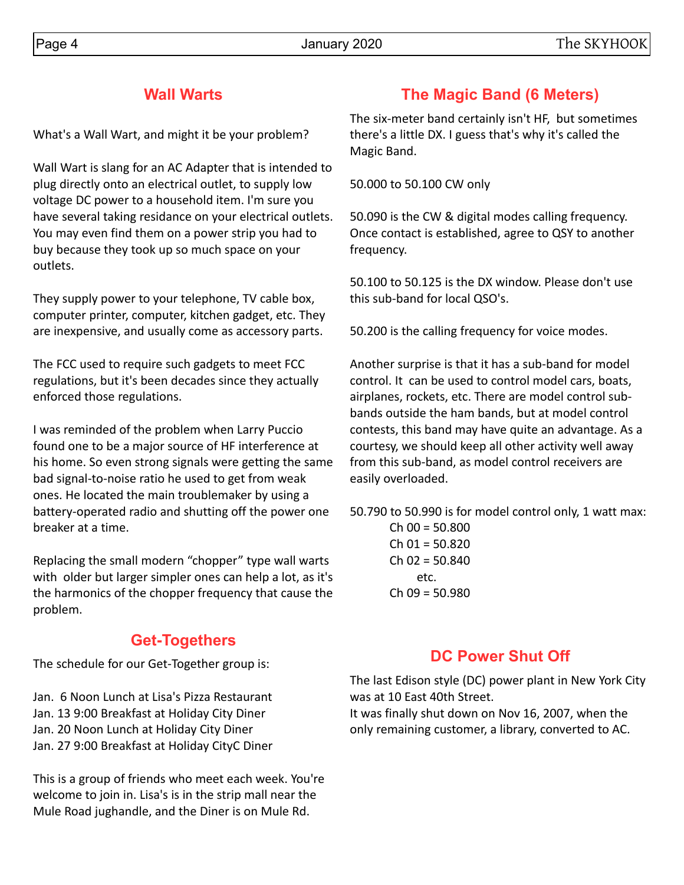## Wall Warts

What's a Wall Wart, and might it be your problem?

Wall Wart is slang for an AC Adapter that is intended to plug directly onto an electrical outlet, to supply low voltage DC power to a household item. I'm sure you have several taking residance on your electrical outlets. You may even find them on a power strip you had to buy because they took up so much space on your outlets.

They supply power to your telephone, TV cable box, computer printer, computer, kitchen gadget, etc. They are inexpensive, and usually come as accessory parts.

The FCC used to require such gadgets to meet FCC regulations, but it's been decades since they actually enforced those regulations.

I was reminded of the problem when Larry Puccio found one to be a major source of HF interference at his home. So even strong signals were getting the same bad signal-to-noise ratio he used to get from weak ones. He located the main troublemaker by using a battery-operated radio and shutting off the power one breaker at a time.

Replacing the small modern "chopper" type wall warts with older but larger simpler ones can help a lot, as it's the harmonics of the chopper frequency that cause the problem.

## Get-Togethers

The schedule for our Get-Together group is:

Jan. 6 Noon Lunch at Lisa's Pizza Restaurant
Jan. 13 9:00 Breakfast at Holiday City Diner
Jan. 20 Noon Lunch at Holiday City Diner
Jan. 27 9:00 Breakfast at Holiday CityC Diner

This is a group of friends who meet each week. You're welcome to join in. Lisa's is in the strip mall near the Mule Road jughandle, and the Diner is on Mule Rd.

## The Magic Band (6 Meters)

The six-meter band certainly isn't HF, but sometimes there's a little DX. I guess that's why it's called the Magic Band.

50.000 to 50.100 CW only

50.090 is the CW & digital modes calling frequency. Once contact is established, agree to QSY to another frequency.

50.100 to 50.125 is the DX window. Please don't use this sub-band for local QSO's.

50.200 is the calling frequency for voice modes.

Another surprise is that it has a sub-band for model control. It can be used to control model cars, boats, airplanes, rockets, etc. There are model control sub-bands outside the ham bands, but at model control contests, this band may have quite an advantage. As a courtesy, we should keep all other activity well away from this sub-band, as model control receivers are easily overloaded.

50.790 to 50.990 is for model control only, 1 watt max:

Ch 00 = 50.800
Ch 01 = 50.820
Ch 02 = 50.840
etc.
Ch 09 = 50.980

## DC Power Shut Off

The last Edison style (DC) power plant in New York City was at 10 East 40th Street.
It was finally shut down on Nov 16, 2007, when the only remaining customer, a library, converted to AC.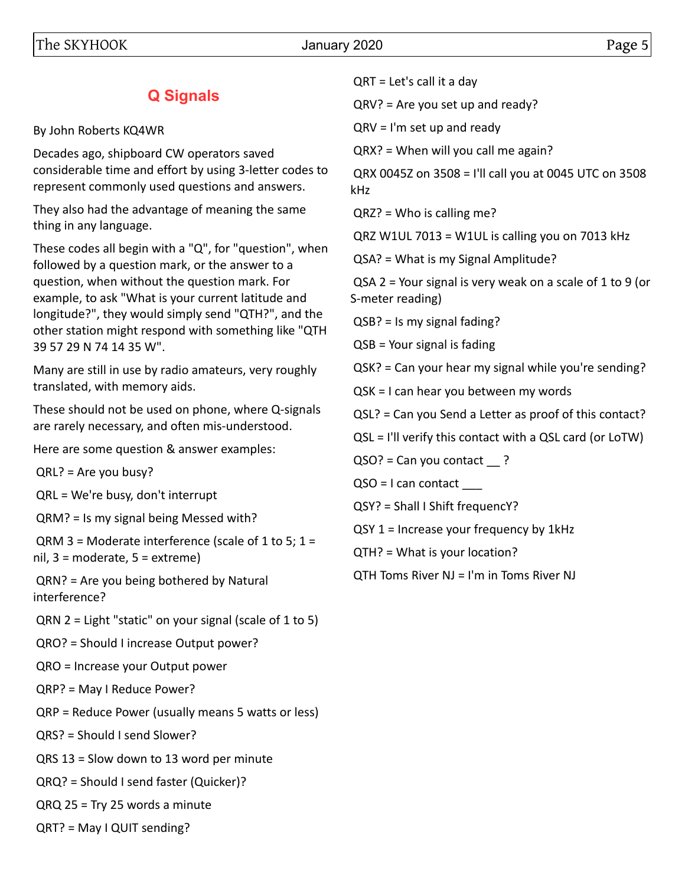## Q Signals

By John Roberts KQ4WR

Decades ago, shipboard CW operators saved considerable time and effort by using 3-letter codes to represent commonly used questions and answers.

They also had the advantage of meaning the same thing in any language.

These codes all begin with a "Q", for "question", when followed by a question mark, or the answer to a question, when without the question mark. For example, to ask "What is your current latitude and longitude?", they would simply send "QTH?", and the other station might respond with something like "QTH 39 57 29 N 74 14 35 W".

Many are still in use by radio amateurs, very roughly translated, with memory aids.

These should not be used on phone, where Q-signals are rarely necessary, and often mis-understood.

Here are some question & answer examples:

QRL? = Are you busy?

QRL = We're busy, don't interrupt

QRM? = Is my signal being Messed with?

QRM 3 = Moderate interference (scale of 1 to 5; 1 = nil, 3 = moderate, 5 = extreme)

QRN? = Are you being bothered by Natural interference?

QRN 2 = Light "static" on your signal (scale of 1 to 5)

QRO? = Should I increase Output power?

QRO = Increase your Output power

QRP? = May I Reduce Power?

QRP = Reduce Power (usually means 5 watts or less)

QRS? = Should I send Slower?

QRS 13 = Slow down to 13 word per minute

QRQ? = Should I send faster (Quicker)?

QRQ 25 = Try 25 words a minute

QRT? = May I QUIT sending?

QRT = Let's call it a day

QRV? = Are you set up and ready?

QRV = I'm set up and ready

QRX? = When will you call me again?

QRX 0045Z on 3508 = I'll call you at 0045 UTC on 3508 kHz

QRZ? = Who is calling me?

QRZ W1UL 7013 = W1UL is calling you on 7013 kHz

QSA? = What is my Signal Amplitude?

QSA 2 = Your signal is very weak on a scale of 1 to 9 (or S-meter reading)

QSB? = Is my signal fading?

QSB = Your signal is fading

QSK? = Can your hear my signal while you're sending?

QSK = I can hear you between my words

QSL? = Can you Send a Letter as proof of this contact?

QSL = I'll verify this contact with a QSL card (or LoTW)

QSO? = Can you contact __ ?

QSO = I can contact ___

QSY? = Shall I Shift frequencY?

QSY 1 = Increase your frequency by 1kHz

QTH? = What is your location?

QTH Toms River NJ = I'm in Toms River NJ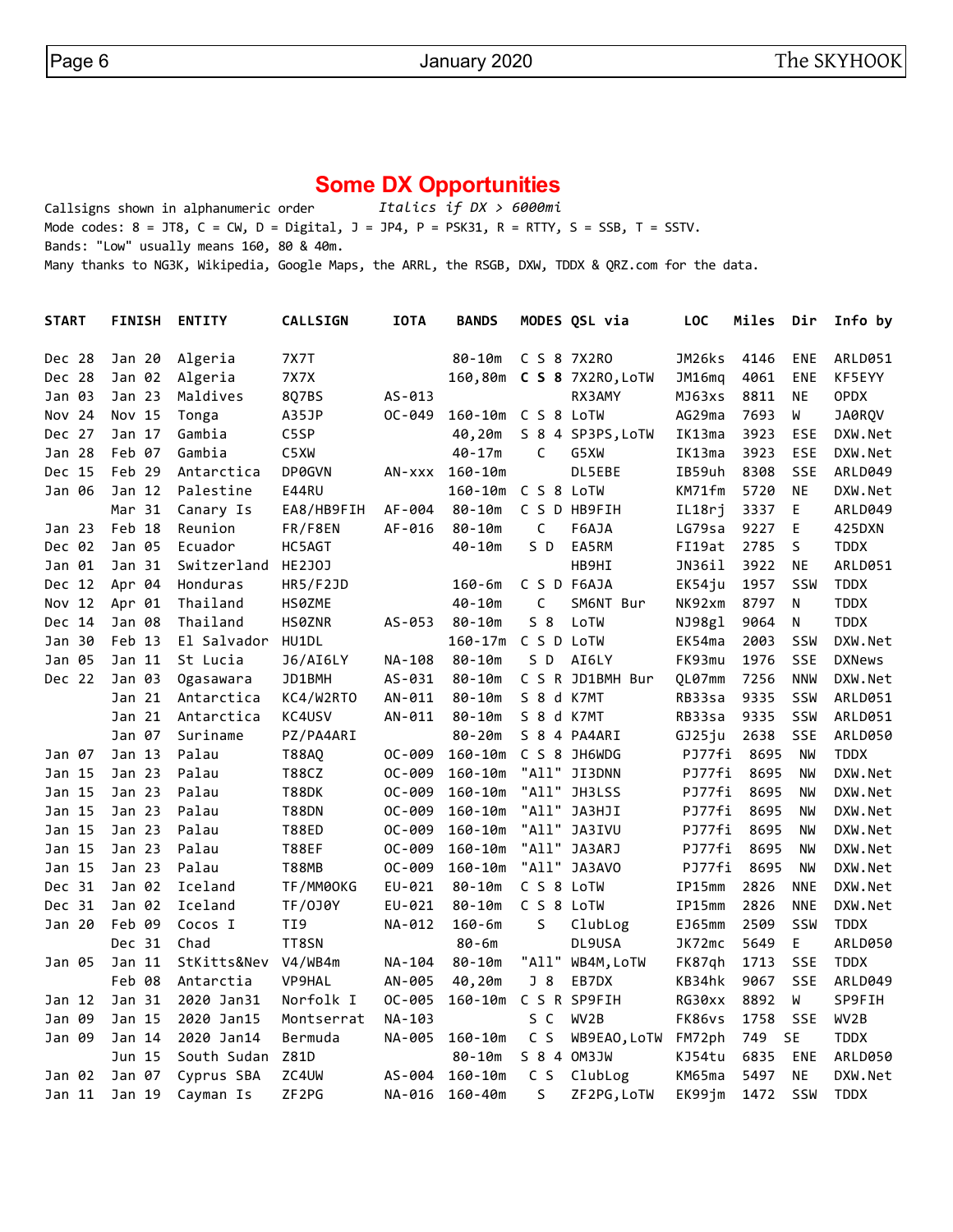## Some DX Opportunities

Callsigns shown in alphanumeric order *Italics if DX > 6000mi*
Mode codes: 8 = JT8, C = CW, D = Digital, J = JP4, P = PSK31, R = RTTY, S = SSB, T = SSTV.
Bands: "Low" usually means 160, 80 & 40m.
Many thanks to NG3K, Wikipedia, Google Maps, the ARRL, the RSGB, DXW, TDDX & QRZ.com for the data.

| START | FINISH | ENTITY | CALLSIGN | IOTA | BANDS | MODES | QSL via | LOC | Miles | Dir | Info by |
|---|---|---|---|---|---|---|---|---|---|---|---|
| Dec 28 | Jan 20 | Algeria | 7X7T | | 80-10m | C S 8 | 7X2RO | JM26ks | 4146 | ENE | ARLD051 |
| Dec 28 | Jan 02 | Algeria | 7X7X | | 160,80m | **C S 8** | 7X2RO,LoTW | JM16mq | 4061 | ENE | KF5EYY |
| Jan 03 | Jan 23 | Maldives | 8Q7BS | AS-013 | | | RX3AMY | MJ63xs | 8811 | NE | OPDX |
| Nov 24 | Nov 15 | Tonga | A35JP | OC-049 | 160-10m | C S 8 | LoTW | AG29ma | 7693 | W | JA0RQV |
| Dec 27 | Jan 17 | Gambia | C5SP | | 40,20m | S 8 4 | SP3PS,LoTW | IK13ma | 3923 | ESE | DXW.Net |
| Jan 28 | Feb 07 | Gambia | C5XW | | 40-17m | C | G5XW | IK13ma | 3923 | ESE | DXW.Net |
| Dec 15 | Feb 29 | Antarctica | DP0GVN | AN-xxx | 160-10m | | DL5EBE | IB59uh | 8308 | SSE | ARLD049 |
| Jan 06 | Jan 12 | Palestine | E44RU | | 160-10m | C S 8 | LoTW | KM71fm | 5720 | NE | DXW.Net |
| | Mar 31 | Canary Is | EA8/HB9FIH | AF-004 | 80-10m | C S D | HB9FIH | IL18rj | 3337 | E | ARLD049 |
| Jan 23 | Feb 18 | Reunion | FR/F8EN | AF-016 | 80-10m | C | F6AJA | LG79sa | 9227 | E | 425DXN |
| Dec 02 | Jan 05 | Ecuador | HC5AGT | | 40-10m | S D | EA5RM | FI19at | 2785 | S | TDDX |
| Jan 01 | Jan 31 | Switzerland | HE2JOJ | | | | HB9HI | JN36il | 3922 | NE | ARLD051 |
| Dec 12 | Apr 04 | Honduras | HR5/F2JD | | 160-6m | C S D | F6AJA | EK54ju | 1957 | SSW | TDDX |
| Nov 12 | Apr 01 | Thailand | HS0ZME | | 40-10m | C | SM6NT Bur | NK92xm | 8797 | N | TDDX |
| Dec 14 | Jan 08 | Thailand | HS0ZNR | AS-053 | 80-10m | S 8 | LoTW | NJ98gl | 9064 | N | TDDX |
| Jan 30 | Feb 13 | El Salvador | HU1DL | | 160-17m | C S D | LoTW | EK54ma | 2003 | SSW | DXW.Net |
| Jan 05 | Jan 11 | St Lucia | J6/AI6LY | NA-108 | 80-10m | S D | AI6LY | FK93mu | 1976 | SSE | DXNews |
| Dec 22 | Jan 03 | Ogasawara | JD1BMH | AS-031 | 80-10m | C S R | JD1BMH Bur | QL07mm | 7256 | NNW | DXW.Net |
| | Jan 21 | Antarctica | KC4/W2RTO | AN-011 | 80-10m | S 8 d | K7MT | RB33sa | 9335 | SSW | ARLD051 |
| | Jan 21 | Antarctica | KC4USV | AN-011 | 80-10m | S 8 d | K7MT | RB33sa | 9335 | SSW | ARLD051 |
| | Jan 07 | Suriname | PZ/PA4ARI | | 80-20m | S 8 4 | PA4ARI | GJ25ju | 2638 | SSE | ARLD050 |
| Jan 07 | Jan 13 | Palau | T88AQ | OC-009 | 160-10m | C S 8 | JH6WDG | PJ77fi | 8695 | NW | TDDX |
| Jan 15 | Jan 23 | Palau | T88CZ | OC-009 | 160-10m | "All" | JI3DNN | PJ77fi | 8695 | NW | DXW.Net |
| Jan 15 | Jan 23 | Palau | T88DK | OC-009 | 160-10m | "All" | JH3LSS | PJ77fi | 8695 | NW | DXW.Net |
| Jan 15 | Jan 23 | Palau | T88DN | OC-009 | 160-10m | "All" | JA3HJI | PJ77fi | 8695 | NW | DXW.Net |
| Jan 15 | Jan 23 | Palau | T88ED | OC-009 | 160-10m | "All" | JA3IVU | PJ77fi | 8695 | NW | DXW.Net |
| Jan 15 | Jan 23 | Palau | T88EF | OC-009 | 160-10m | "All" | JA3ARJ | PJ77fi | 8695 | NW | DXW.Net |
| Jan 15 | Jan 23 | Palau | T88MB | OC-009 | 160-10m | "All" | JA3AVO | PJ77fi | 8695 | NW | DXW.Net |
| Dec 31 | Jan 02 | Iceland | TF/MM0OKG | EU-021 | 80-10m | C S 8 | LoTW | IP15mm | 2826 | NNE | DXW.Net |
| Dec 31 | Jan 02 | Iceland | TF/OJ0Y | EU-021 | 80-10m | C S 8 | LoTW | IP15mm | 2826 | NNE | DXW.Net |
| Jan 20 | Feb 09 | Cocos I | TI9 | NA-012 | 160-6m | S | ClubLog | EJ65mm | 2509 | SSW | TDDX |
| | Dec 31 | Chad | TT8SN | | 80-6m | | DL9USA | JK72mc | 5649 | E | ARLD050 |
| Jan 05 | Jan 11 | StKitts&Nev | V4/WB4m | NA-104 | 80-10m | "All" | WB4M,LoTW | FK87qh | 1713 | SSE | TDDX |
| | Feb 08 | Antarctia | VP9HAL | AN-005 | 40,20m | J 8 | EB7DX | KB34hk | 9067 | SSE | ARLD049 |
| Jan 12 | Jan 31 | 2020 Jan31 | Norfolk I | OC-005 | 160-10m | C S R | SP9FIH | RG30xx | 8892 | W | SP9FIH |
| Jan 09 | Jan 15 | 2020 Jan15 | Montserrat | NA-103 | | S C | WV2B | FK86vs | 1758 | SSE | WV2B |
| Jan 09 | Jan 14 | 2020 Jan14 | Bermuda | NA-005 | 160-10m | C S | WB9EAO,LoTW | FM72ph | 749 | SE | TDDX |
| | Jun 15 | South Sudan | Z81D | | 80-10m | S 8 4 | OM3JW | KJ54tu | 6835 | ENE | ARLD050 |
| Jan 02 | Jan 07 | Cyprus SBA | ZC4UW | AS-004 | 160-10m | C S | ClubLog | KM65ma | 5497 | NE | DXW.Net |
| Jan 11 | Jan 19 | Cayman Is | ZF2PG | NA-016 | 160-40m | S | ZF2PG,LoTW | EK99jm | 1472 | SSW | TDDX |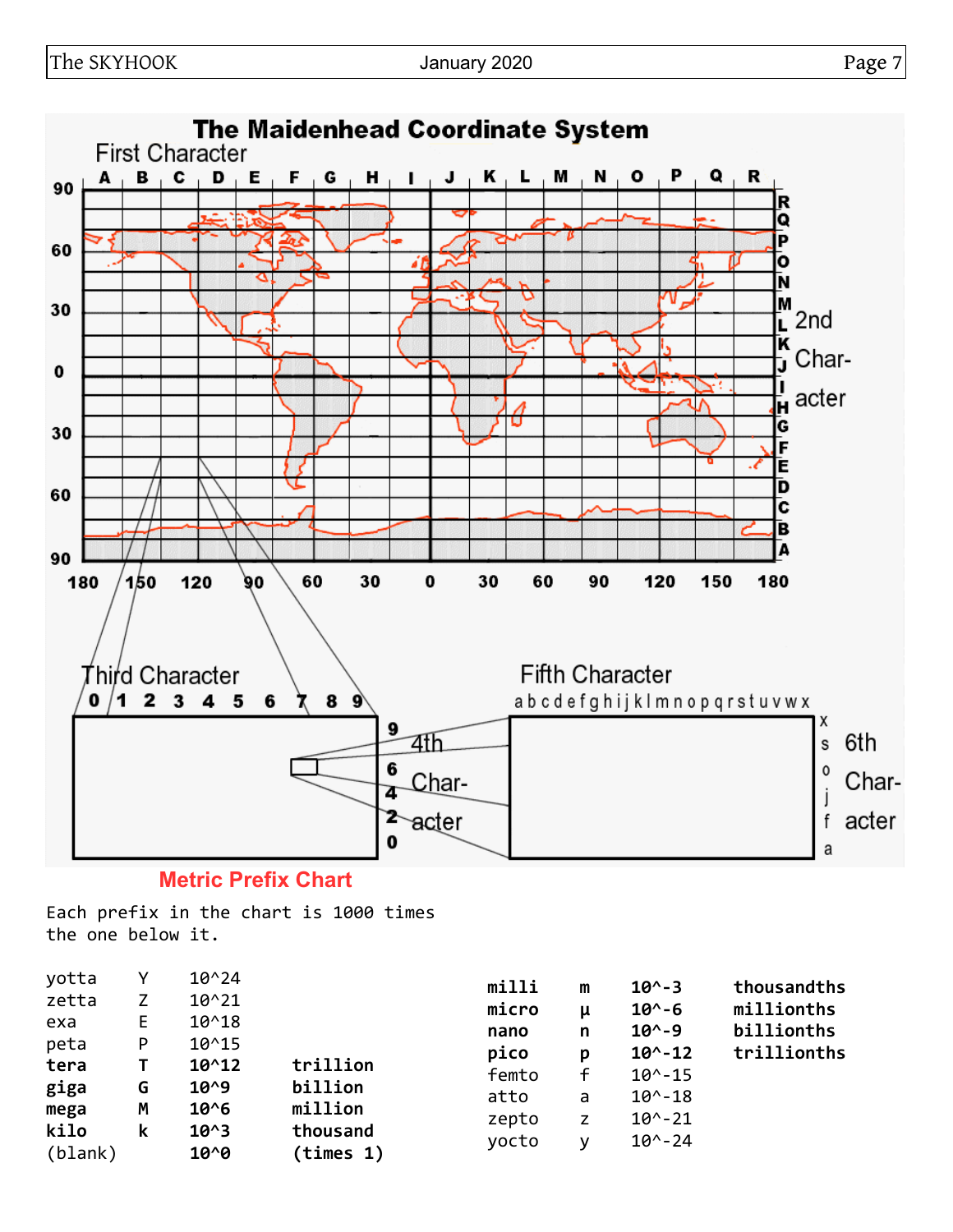# The Maidenhead Coordinate System

## Metric Prefix Chart

Each prefix in the chart is 1000 times the one below it.

| Prefix | Symbol | Power | Name |
|---|---|---|---|
| yotta | Y | 10^24 | |
| zetta | Z | 10^21 | |
| exa | E | 10^18 | |
| peta | P | 10^15 | |
| **tera** | **T** | **10^12** | **trillion** |
| **giga** | **G** | **10^9** | **billion** |
| **mega** | **M** | **10^6** | **million** |
| **kilo** | **k** | **10^3** | **thousand** |
| (blank) | | **10^0** | **(times 1)** |

| Prefix | Symbol | Power | Name |
|---|---|---|---|
| **milli** | **m** | **10^-3** | **thousandths** |
| **micro** | **µ** | **10^-6** | **millionths** |
| **nano** | **n** | **10^-9** | **billionths** |
| **pico** | **p** | **10^-12** | **trillionths** |
| femto | f | 10^-15 | |
| atto | a | 10^-18 | |
| zepto | z | 10^-21 | |
| yocto | y | 10^-24 | |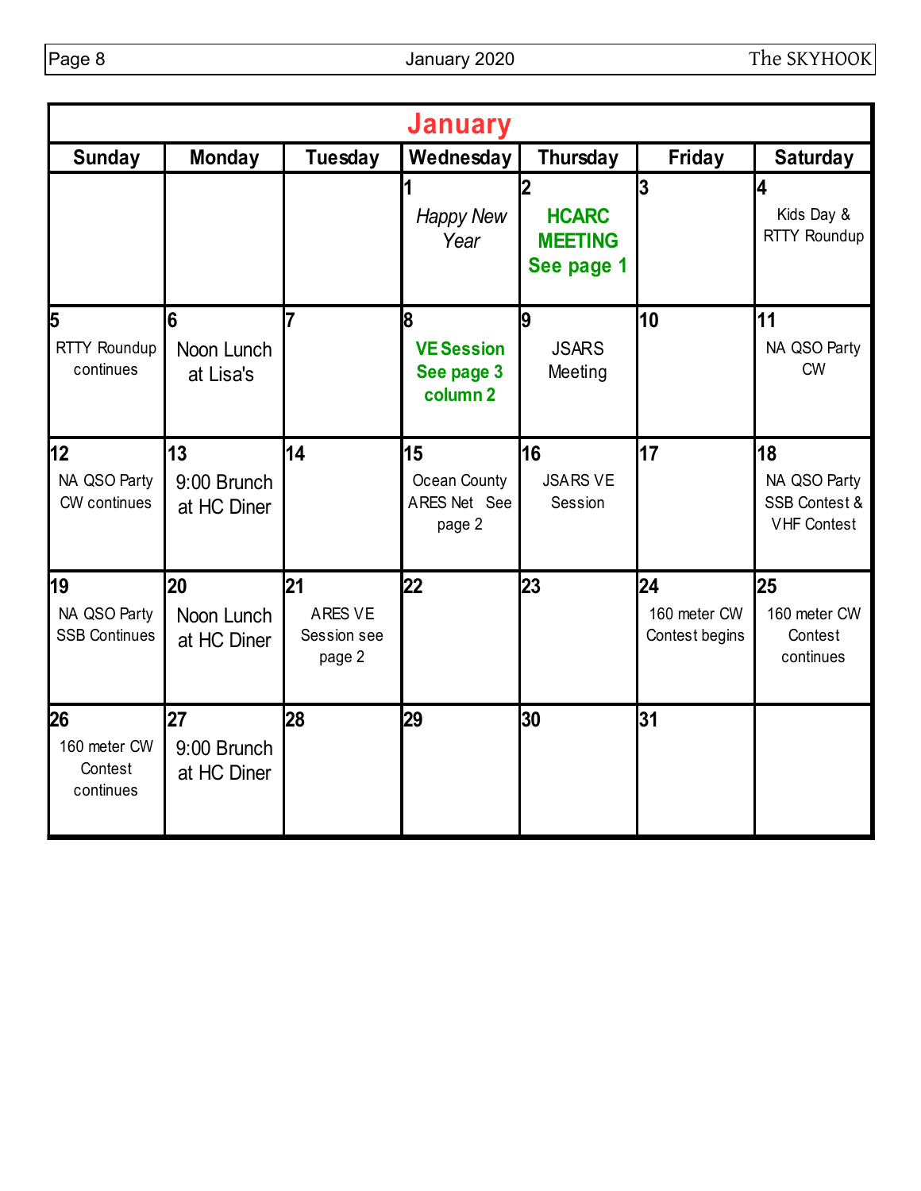# January

| Sunday | Monday | Tuesday | Wednesday | Thursday | Friday | Saturday |
|---|---|---|---|---|---|---|
| | | | **1** *Happy New Year* | **2** **HCARC MEETING See page 1** | **3** | **4** Kids Day & RTTY Roundup |
| **5** RTTY Roundup continues | **6** Noon Lunch at Lisa's | **7** | **8** **VE Session See page 3 column 2** | **9** JSARS Meeting | **10** | **11** NA QSO Party CW |
| **12** NA QSO Party CW continues | **13** 9:00 Brunch at HC Diner | **14** | **15** Ocean County ARES Net See page 2 | **16** JSARS VE Session | **17** | **18** NA QSO Party SSB Contest & VHF Contest |
| **19** NA QSO Party SSB Continues | **20** Noon Lunch at HC Diner | **21** ARES VE Session see page 2 | **22** | **23** | **24** 160 meter CW Contest begins | **25** 160 meter CW Contest continues |
| **26** 160 meter CW Contest continues | **27** 9:00 Brunch at HC Diner | **28** | **29** | **30** | **31** | |